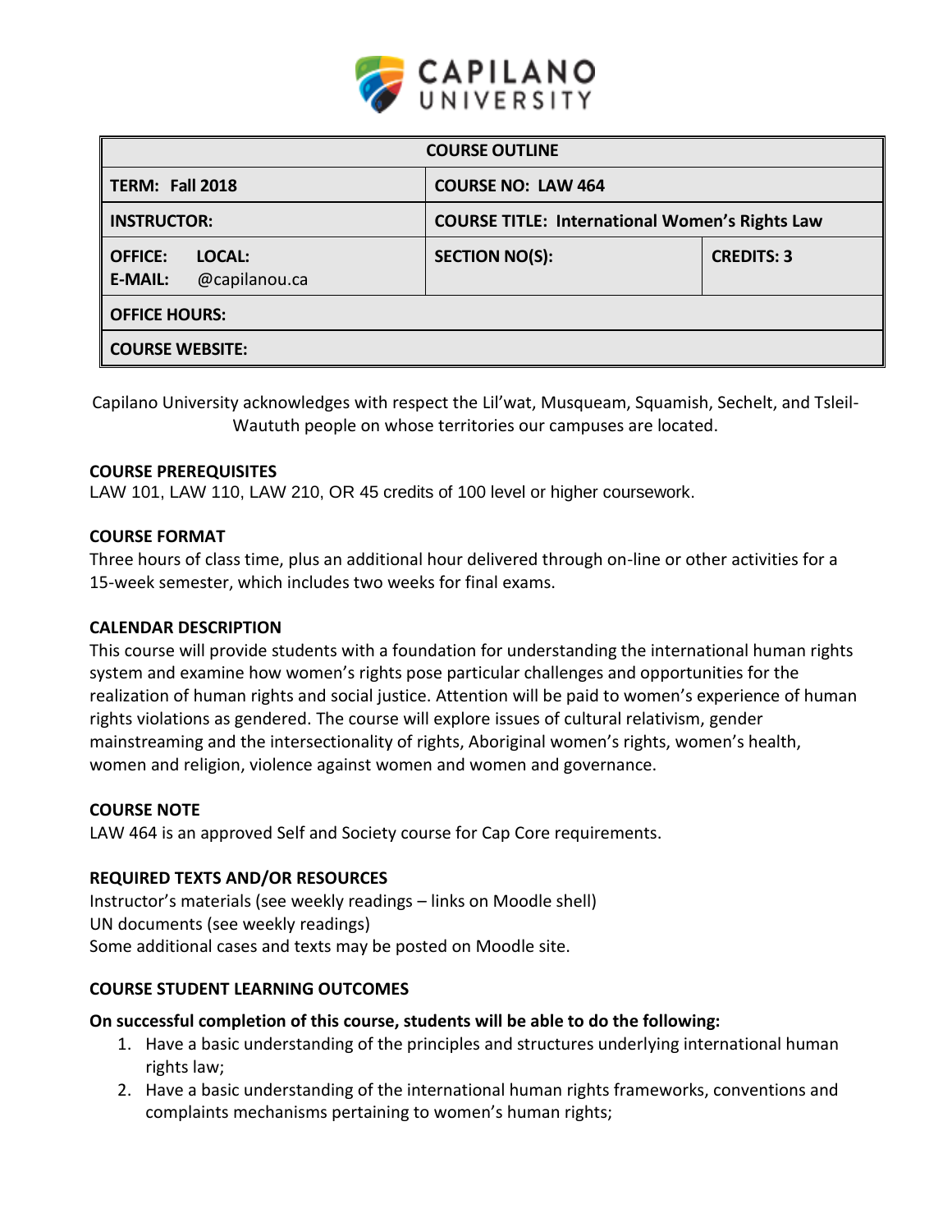| COURSE OUTLINE | | |
|---|---|---|
| **TERM: Fall 2018** | **COURSE NO: LAW 464** | |
| **INSTRUCTOR:** | **COURSE TITLE: International Women's Rights Law** | |
| **OFFICE: LOCAL:** **E-MAIL:** @capilanou.ca | **SECTION NO(S):** | **CREDITS: 3** |
| **OFFICE HOURS:** | | |
| **COURSE WEBSITE:** | | |

Capilano University acknowledges with respect the Lil'wat, Musqueam, Squamish, Sechelt, and Tsleil-Waututh people on whose territories our campuses are located.

### COURSE PREREQUISITES

LAW 101, LAW 110, LAW 210, OR 45 credits of 100 level or higher coursework.

### COURSE FORMAT

Three hours of class time, plus an additional hour delivered through on-line or other activities for a 15-week semester, which includes two weeks for final exams.

### CALENDAR DESCRIPTION

This course will provide students with a foundation for understanding the international human rights system and examine how women's rights pose particular challenges and opportunities for the realization of human rights and social justice. Attention will be paid to women's experience of human rights violations as gendered. The course will explore issues of cultural relativism, gender mainstreaming and the intersectionality of rights, Aboriginal women's rights, women's health, women and religion, violence against women and women and governance.

### COURSE NOTE

LAW 464 is an approved Self and Society course for Cap Core requirements.

### REQUIRED TEXTS AND/OR RESOURCES

Instructor's materials (see weekly readings – links on Moodle shell)
UN documents (see weekly readings)
Some additional cases and texts may be posted on Moodle site.

### COURSE STUDENT LEARNING OUTCOMES

**On successful completion of this course, students will be able to do the following:**

1. Have a basic understanding of the principles and structures underlying international human rights law;
2. Have a basic understanding of the international human rights frameworks, conventions and complaints mechanisms pertaining to women's human rights;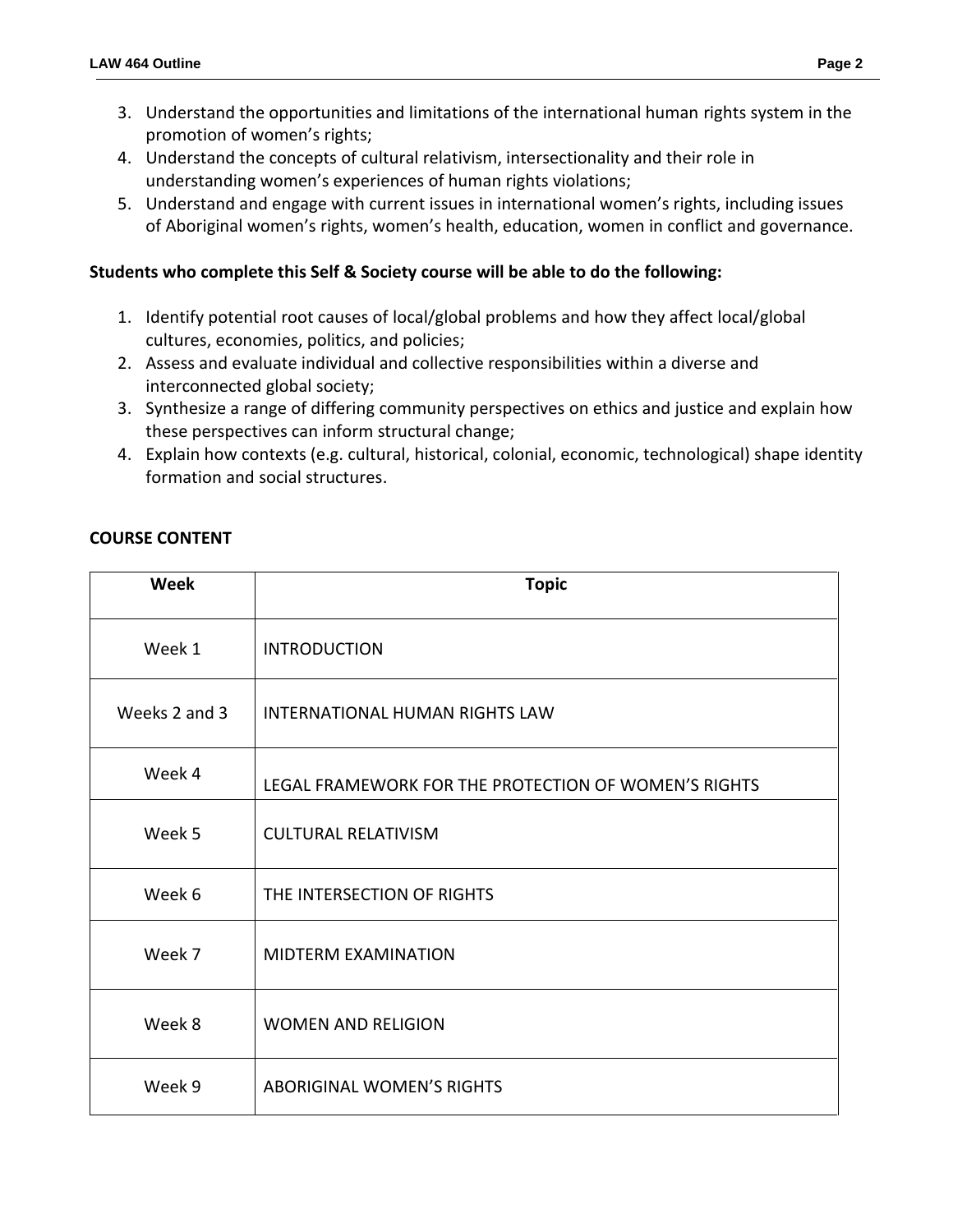3. Understand the opportunities and limitations of the international human rights system in the promotion of women's rights;
4. Understand the concepts of cultural relativism, intersectionality and their role in understanding women's experiences of human rights violations;
5. Understand and engage with current issues in international women's rights, including issues of Aboriginal women's rights, women's health, education, women in conflict and governance.

**Students who complete this Self & Society course will be able to do the following:**

1. Identify potential root causes of local/global problems and how they affect local/global cultures, economies, politics, and policies;
2. Assess and evaluate individual and collective responsibilities within a diverse and interconnected global society;
3. Synthesize a range of differing community perspectives on ethics and justice and explain how these perspectives can inform structural change;
4. Explain how contexts (e.g. cultural, historical, colonial, economic, technological) shape identity formation and social structures.

**COURSE CONTENT**

| Week | Topic |
|---|---|
| Week 1 | INTRODUCTION |
| Weeks 2 and 3 | INTERNATIONAL HUMAN RIGHTS LAW |
| Week 4 | LEGAL FRAMEWORK FOR THE PROTECTION OF WOMEN'S RIGHTS |
| Week 5 | CULTURAL RELATIVISM |
| Week 6 | THE INTERSECTION OF RIGHTS |
| Week 7 | MIDTERM EXAMINATION |
| Week 8 | WOMEN AND RELIGION |
| Week 9 | ABORIGINAL WOMEN'S RIGHTS |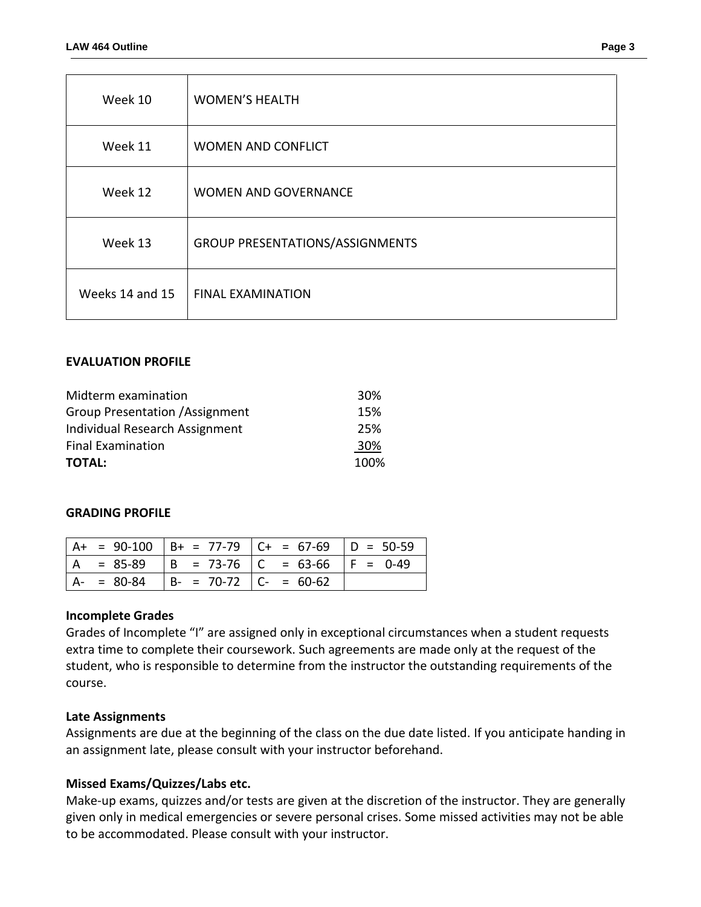| Week | Topic |
|---|---|
| Week 10 | WOMEN'S HEALTH |
| Week 11 | WOMEN AND CONFLICT |
| Week 12 | WOMEN AND GOVERNANCE |
| Week 13 | GROUP PRESENTATIONS/ASSIGNMENTS |
| Weeks 14 and 15 | FINAL EXAMINATION |

**EVALUATION PROFILE**

| | |
|---|---|
| Midterm examination | 30% |
| Group Presentation /Assignment | 15% |
| Individual Research Assignment | 25% |
| Final Examination | 30% |
| **TOTAL:** | 100% |

**GRADING PROFILE**

| | | | |
|---|---|---|---|
| A+ = 90-100 | B+ = 77-79 | C+ = 67-69 | D = 50-59 |
| A = 85-89 | B = 73-76 | C = 63-66 | F = 0-49 |
| A- = 80-84 | B- = 70-72 | C- = 60-62 | |

**Incomplete Grades**

Grades of Incomplete "I" are assigned only in exceptional circumstances when a student requests extra time to complete their coursework. Such agreements are made only at the request of the student, who is responsible to determine from the instructor the outstanding requirements of the course.

**Late Assignments**

Assignments are due at the beginning of the class on the due date listed. If you anticipate handing in an assignment late, please consult with your instructor beforehand.

**Missed Exams/Quizzes/Labs etc.**

Make-up exams, quizzes and/or tests are given at the discretion of the instructor. They are generally given only in medical emergencies or severe personal crises. Some missed activities may not be able to be accommodated. Please consult with your instructor.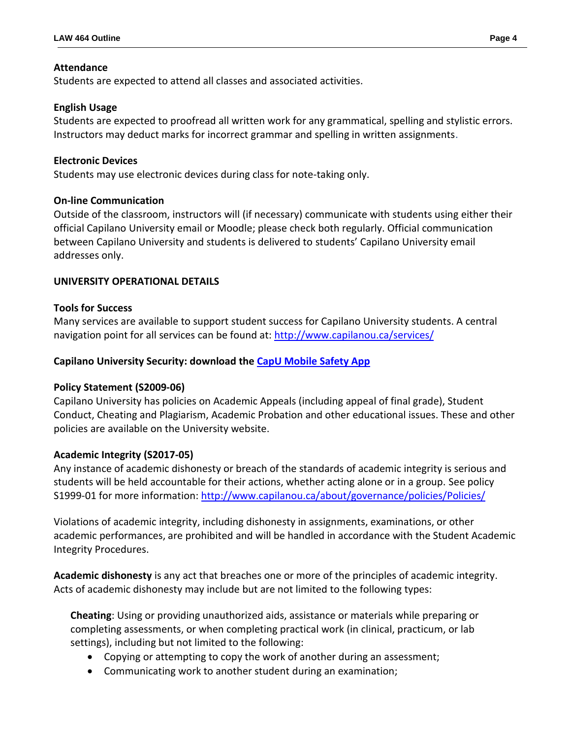**Attendance**
Students are expected to attend all classes and associated activities.

**English Usage**
Students are expected to proofread all written work for any grammatical, spelling and stylistic errors. Instructors may deduct marks for incorrect grammar and spelling in written assignments.

**Electronic Devices**
Students may use electronic devices during class for note-taking only.

**On-line Communication**
Outside of the classroom, instructors will (if necessary) communicate with students using either their official Capilano University email or Moodle; please check both regularly. Official communication between Capilano University and students is delivered to students' Capilano University email addresses only.

**UNIVERSITY OPERATIONAL DETAILS**

**Tools for Success**
Many services are available to support student success for Capilano University students. A central navigation point for all services can be found at: http://www.capilanou.ca/services/

**Capilano University Security: download the CapU Mobile Safety App**

**Policy Statement (S2009-06)**
Capilano University has policies on Academic Appeals (including appeal of final grade), Student Conduct, Cheating and Plagiarism, Academic Probation and other educational issues. These and other policies are available on the University website.

**Academic Integrity (S2017-05)**
Any instance of academic dishonesty or breach of the standards of academic integrity is serious and students will be held accountable for their actions, whether acting alone or in a group. See policy S1999-01 for more information: http://www.capilanou.ca/about/governance/policies/Policies/

Violations of academic integrity, including dishonesty in assignments, examinations, or other academic performances, are prohibited and will be handled in accordance with the Student Academic Integrity Procedures.

**Academic dishonesty** is any act that breaches one or more of the principles of academic integrity. Acts of academic dishonesty may include but are not limited to the following types:

**Cheating**: Using or providing unauthorized aids, assistance or materials while preparing or completing assessments, or when completing practical work (in clinical, practicum, or lab settings), including but not limited to the following:

- Copying or attempting to copy the work of another during an assessment;
- Communicating work to another student during an examination;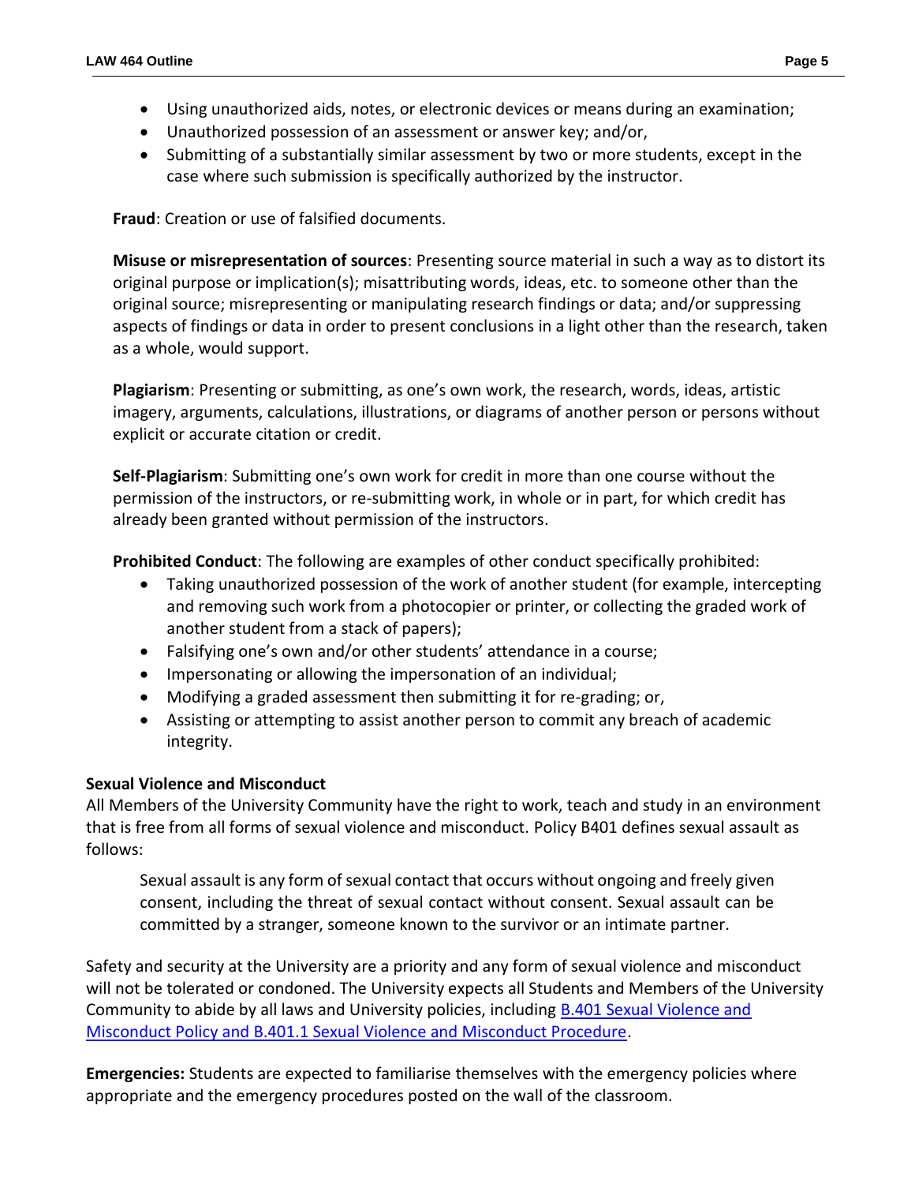- Using unauthorized aids, notes, or electronic devices or means during an examination;
- Unauthorized possession of an assessment or answer key; and/or,
- Submitting of a substantially similar assessment by two or more students, except in the case where such submission is specifically authorized by the instructor.

**Fraud**: Creation or use of falsified documents.

**Misuse or misrepresentation of sources**: Presenting source material in such a way as to distort its original purpose or implication(s); misattributing words, ideas, etc. to someone other than the original source; misrepresenting or manipulating research findings or data; and/or suppressing aspects of findings or data in order to present conclusions in a light other than the research, taken as a whole, would support.

**Plagiarism**: Presenting or submitting, as one's own work, the research, words, ideas, artistic imagery, arguments, calculations, illustrations, or diagrams of another person or persons without explicit or accurate citation or credit.

**Self-Plagiarism**: Submitting one's own work for credit in more than one course without the permission of the instructors, or re-submitting work, in whole or in part, for which credit has already been granted without permission of the instructors.

**Prohibited Conduct**: The following are examples of other conduct specifically prohibited:

- Taking unauthorized possession of the work of another student (for example, intercepting and removing such work from a photocopier or printer, or collecting the graded work of another student from a stack of papers);
- Falsifying one's own and/or other students' attendance in a course;
- Impersonating or allowing the impersonation of an individual;
- Modifying a graded assessment then submitting it for re-grading; or,
- Assisting or attempting to assist another person to commit any breach of academic integrity.

**Sexual Violence and Misconduct**

All Members of the University Community have the right to work, teach and study in an environment that is free from all forms of sexual violence and misconduct. Policy B401 defines sexual assault as follows:

> Sexual assault is any form of sexual contact that occurs without ongoing and freely given consent, including the threat of sexual contact without consent. Sexual assault can be committed by a stranger, someone known to the survivor or an intimate partner.

Safety and security at the University are a priority and any form of sexual violence and misconduct will not be tolerated or condoned. The University expects all Students and Members of the University Community to abide by all laws and University policies, including B.401 Sexual Violence and Misconduct Policy and B.401.1 Sexual Violence and Misconduct Procedure.

**Emergencies:** Students are expected to familiarise themselves with the emergency policies where appropriate and the emergency procedures posted on the wall of the classroom.